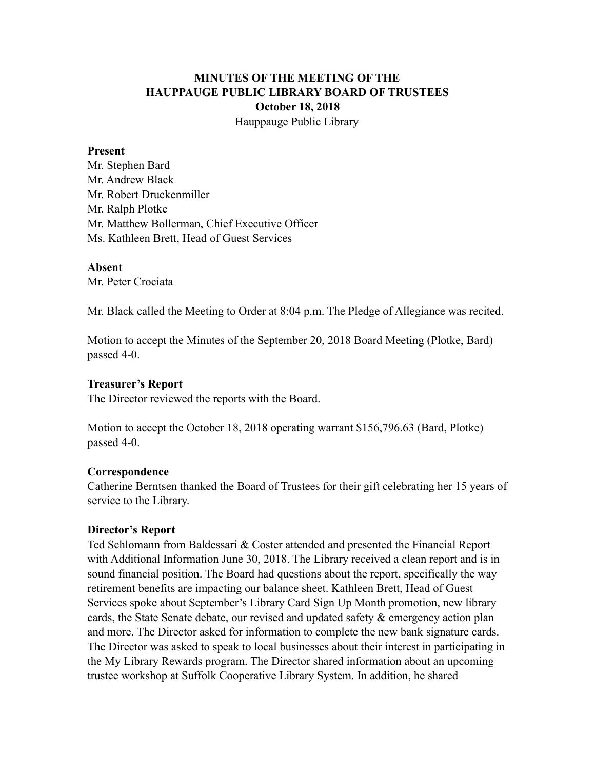# MINUTES OF THE MEETING OF THE HAUPPAUGE PUBLIC LIBRARY BOARD OF TRUSTEES

**October 18, 2018**

Hauppauge Public Library

**Present**

Mr. Stephen Bard
Mr. Andrew Black
Mr. Robert Druckenmiller
Mr. Ralph Plotke
Mr. Matthew Bollerman, Chief Executive Officer
Ms. Kathleen Brett, Head of Guest Services

**Absent**

Mr. Peter Crociata

Mr. Black called the Meeting to Order at 8:04 p.m. The Pledge of Allegiance was recited.

Motion to accept the Minutes of the September 20, 2018 Board Meeting (Plotke, Bard) passed 4-0.

**Treasurer's Report**

The Director reviewed the reports with the Board.

Motion to accept the October 18, 2018 operating warrant $156,796.63 (Bard, Plotke) passed 4-0.

**Correspondence**

Catherine Berntsen thanked the Board of Trustees for their gift celebrating her 15 years of service to the Library.

**Director's Report**

Ted Schlomann from Baldessari & Coster attended and presented the Financial Report with Additional Information June 30, 2018. The Library received a clean report and is in sound financial position. The Board had questions about the report, specifically the way retirement benefits are impacting our balance sheet. Kathleen Brett, Head of Guest Services spoke about September's Library Card Sign Up Month promotion, new library cards, the State Senate debate, our revised and updated safety & emergency action plan and more. The Director asked for information to complete the new bank signature cards. The Director was asked to speak to local businesses about their interest in participating in the My Library Rewards program. The Director shared information about an upcoming trustee workshop at Suffolk Cooperative Library System. In addition, he shared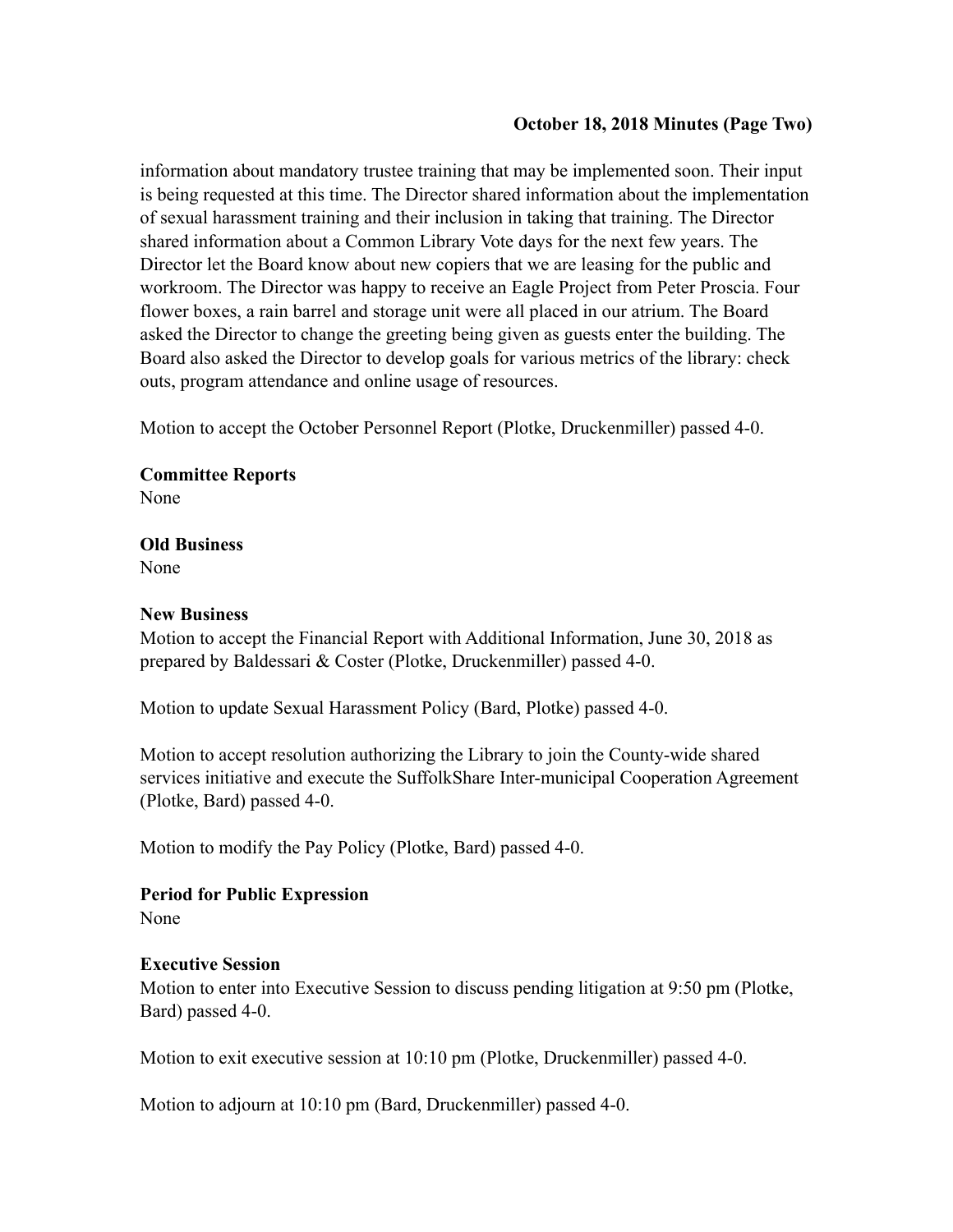information about mandatory trustee training that may be implemented soon. Their input is being requested at this time. The Director shared information about the implementation of sexual harassment training and their inclusion in taking that training. The Director shared information about a Common Library Vote days for the next few years. The Director let the Board know about new copiers that we are leasing for the public and workroom. The Director was happy to receive an Eagle Project from Peter Proscia. Four flower boxes, a rain barrel and storage unit were all placed in our atrium. The Board asked the Director to change the greeting being given as guests enter the building. The Board also asked the Director to develop goals for various metrics of the library: check outs, program attendance and online usage of resources.

Motion to accept the October Personnel Report (Plotke, Druckenmiller) passed 4-0.

**Committee Reports**
None

**Old Business**
None

**New Business**
Motion to accept the Financial Report with Additional Information, June 30, 2018 as prepared by Baldessari & Coster (Plotke, Druckenmiller) passed 4-0.

Motion to update Sexual Harassment Policy (Bard, Plotke) passed 4-0.

Motion to accept resolution authorizing the Library to join the County-wide shared services initiative and execute the SuffolkShare Inter-municipal Cooperation Agreement (Plotke, Bard) passed 4-0.

Motion to modify the Pay Policy (Plotke, Bard) passed 4-0.

**Period for Public Expression**
None

**Executive Session**
Motion to enter into Executive Session to discuss pending litigation at 9:50 pm (Plotke, Bard) passed 4-0.

Motion to exit executive session at 10:10 pm (Plotke, Druckenmiller) passed 4-0.

Motion to adjourn at 10:10 pm (Bard, Druckenmiller) passed 4-0.